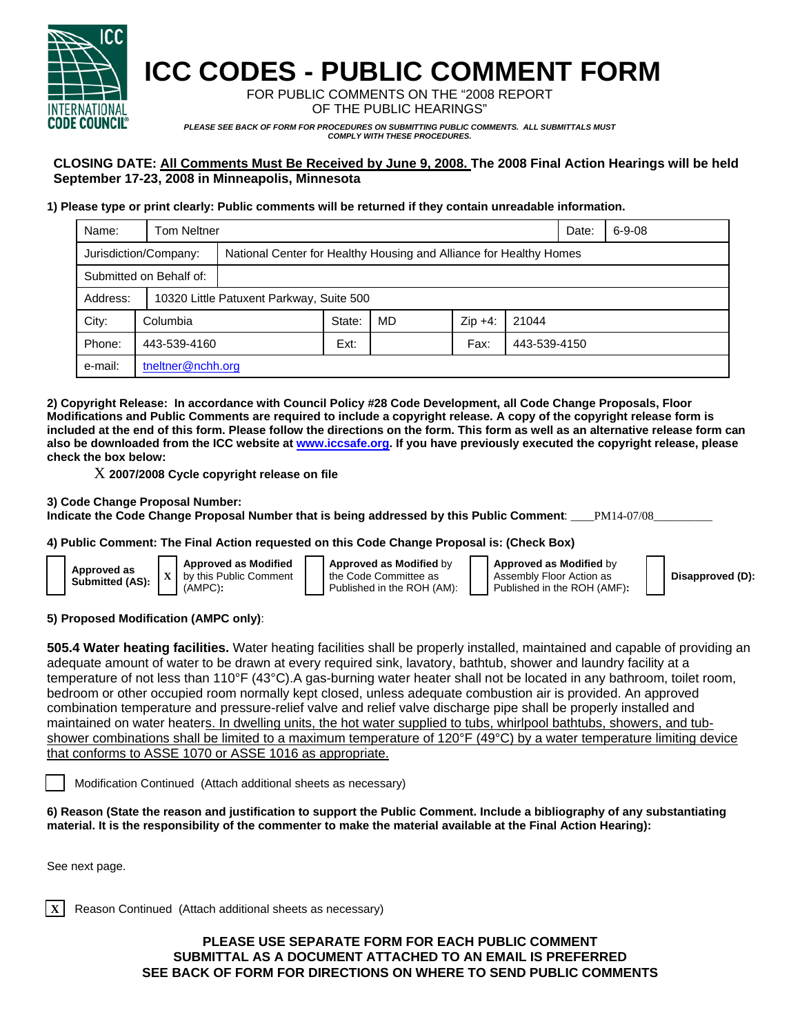# ICC CODES - PUBLIC COMMENT FORM

FOR PUBLIC COMMENTS ON THE "2008 REPORT OF THE PUBLIC HEARINGS"

*PLEASE SEE BACK OF FORM FOR PROCEDURES ON SUBMITTING PUBLIC COMMENTS. ALL SUBMITTALS MUST COMPLY WITH THESE PROCEDURES.*

**CLOSING DATE: All Comments Must Be Received by June 9, 2008. The 2008 Final Action Hearings will be held September 17-23, 2008 in Minneapolis, Minnesota**

**1) Please type or print clearly: Public comments will be returned if they contain unreadable information.**

| | | | | | |
|---|---|---|---|---|---|
| Name: | Tom Neltner | | | Date: | 6-9-08 |
| Jurisdiction/Company: | National Center for Healthy Housing and Alliance for Healthy Homes | | | | |
| Submitted on Behalf of: | | | | | |
| Address: | 10320 Little Patuxent Parkway, Suite 500 | | | | |
| City: | Columbia | State: | MD | Zip +4: | 21044 |
| Phone: | 443-539-4160 | Ext: | | Fax: | 443-539-4150 |
| e-mail: | tneltner@nchh.org | | | | |

**2) Copyright Release: In accordance with Council Policy #28 Code Development, all Code Change Proposals, Floor Modifications and Public Comments are required to include a copyright release. A copy of the copyright release form is included at the end of this form. Please follow the directions on the form. This form as well as an alternative release form can also be downloaded from the ICC website at www.iccsafe.org. If you have previously executed the copyright release, please check the box below:**

X **2007/2008 Cycle copyright release on file**

**3) Code Change Proposal Number:**
**Indicate the Code Change Proposal Number that is being addressed by this Public Comment**: ____PM14-07/08__________

**4) Public Comment: The Final Action requested on this Code Change Proposal is: (Check Box)**

- [ ] **Approved as Submitted (AS):**
- [X] **Approved as Modified** by this Public Comment (AMPC)**:**
- [ ] **Approved as Modified** by the Code Committee as Published in the ROH (AM):
- [ ] **Approved as Modified** by Assembly Floor Action as Published in the ROH (AMF)**:**
- [ ] **Disapproved (D):**

**5) Proposed Modification (AMPC only)**:

**505.4 Water heating facilities.** Water heating facilities shall be properly installed, maintained and capable of providing an adequate amount of water to be drawn at every required sink, lavatory, bathtub, shower and laundry facility at a temperature of not less than 110°F (43°C).A gas-burning water heater shall not be located in any bathroom, toilet room, bedroom or other occupied room normally kept closed, unless adequate combustion air is provided. An approved combination temperature and pressure-relief valve and relief valve discharge pipe shall be properly installed and maintained on water heaters<u>. In dwelling units, the hot water supplied to tubs, whirlpool bathtubs, showers, and tub-shower combinations shall be limited to a maximum temperature of 120°F (49°C) by a water temperature limiting device that conforms to ASSE 1070 or ASSE 1016 as appropriate.</u>

- [ ] Modification Continued (Attach additional sheets as necessary)

**6) Reason (State the reason and justification to support the Public Comment. Include a bibliography of any substantiating material. It is the responsibility of the commenter to make the material available at the Final Action Hearing):**

See next page.

- [X] Reason Continued (Attach additional sheets as necessary)

**PLEASE USE SEPARATE FORM FOR EACH PUBLIC COMMENT**
**SUBMITTAL AS A DOCUMENT ATTACHED TO AN EMAIL IS PREFERRED**
**SEE BACK OF FORM FOR DIRECTIONS ON WHERE TO SEND PUBLIC COMMENTS**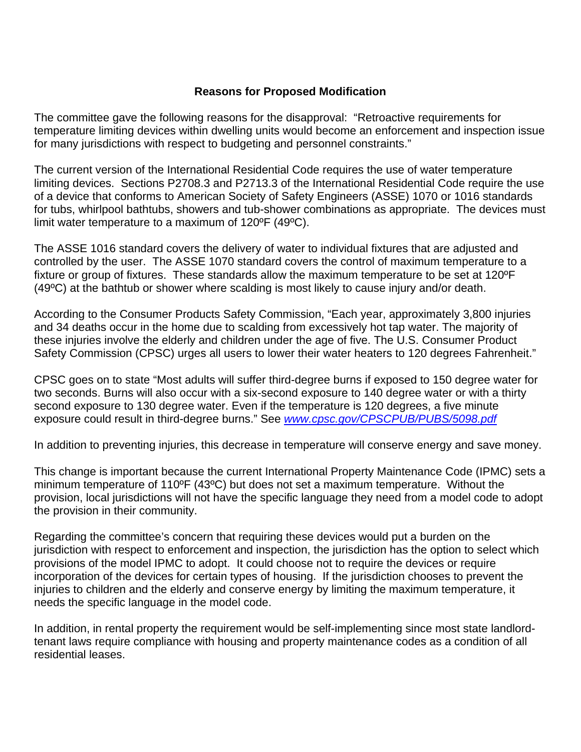**Reasons for Proposed Modification**

The committee gave the following reasons for the disapproval: "Retroactive requirements for temperature limiting devices within dwelling units would become an enforcement and inspection issue for many jurisdictions with respect to budgeting and personnel constraints."

The current version of the International Residential Code requires the use of water temperature limiting devices. Sections P2708.3 and P2713.3 of the International Residential Code require the use of a device that conforms to American Society of Safety Engineers (ASSE) 1070 or 1016 standards for tubs, whirlpool bathtubs, showers and tub-shower combinations as appropriate. The devices must limit water temperature to a maximum of 120ºF (49ºC).

The ASSE 1016 standard covers the delivery of water to individual fixtures that are adjusted and controlled by the user. The ASSE 1070 standard covers the control of maximum temperature to a fixture or group of fixtures. These standards allow the maximum temperature to be set at 120ºF (49ºC) at the bathtub or shower where scalding is most likely to cause injury and/or death.

According to the Consumer Products Safety Commission, "Each year, approximately 3,800 injuries and 34 deaths occur in the home due to scalding from excessively hot tap water. The majority of these injuries involve the elderly and children under the age of five. The U.S. Consumer Product Safety Commission (CPSC) urges all users to lower their water heaters to 120 degrees Fahrenheit."

CPSC goes on to state "Most adults will suffer third-degree burns if exposed to 150 degree water for two seconds. Burns will also occur with a six-second exposure to 140 degree water or with a thirty second exposure to 130 degree water. Even if the temperature is 120 degrees, a five minute exposure could result in third-degree burns." See *www.cpsc.gov/CPSCPUB/PUBS/5098.pdf*

In addition to preventing injuries, this decrease in temperature will conserve energy and save money.

This change is important because the current International Property Maintenance Code (IPMC) sets a minimum temperature of 110ºF (43ºC) but does not set a maximum temperature. Without the provision, local jurisdictions will not have the specific language they need from a model code to adopt the provision in their community.

Regarding the committee's concern that requiring these devices would put a burden on the jurisdiction with respect to enforcement and inspection, the jurisdiction has the option to select which provisions of the model IPMC to adopt. It could choose not to require the devices or require incorporation of the devices for certain types of housing. If the jurisdiction chooses to prevent the injuries to children and the elderly and conserve energy by limiting the maximum temperature, it needs the specific language in the model code.

In addition, in rental property the requirement would be self-implementing since most state landlord-tenant laws require compliance with housing and property maintenance codes as a condition of all residential leases.